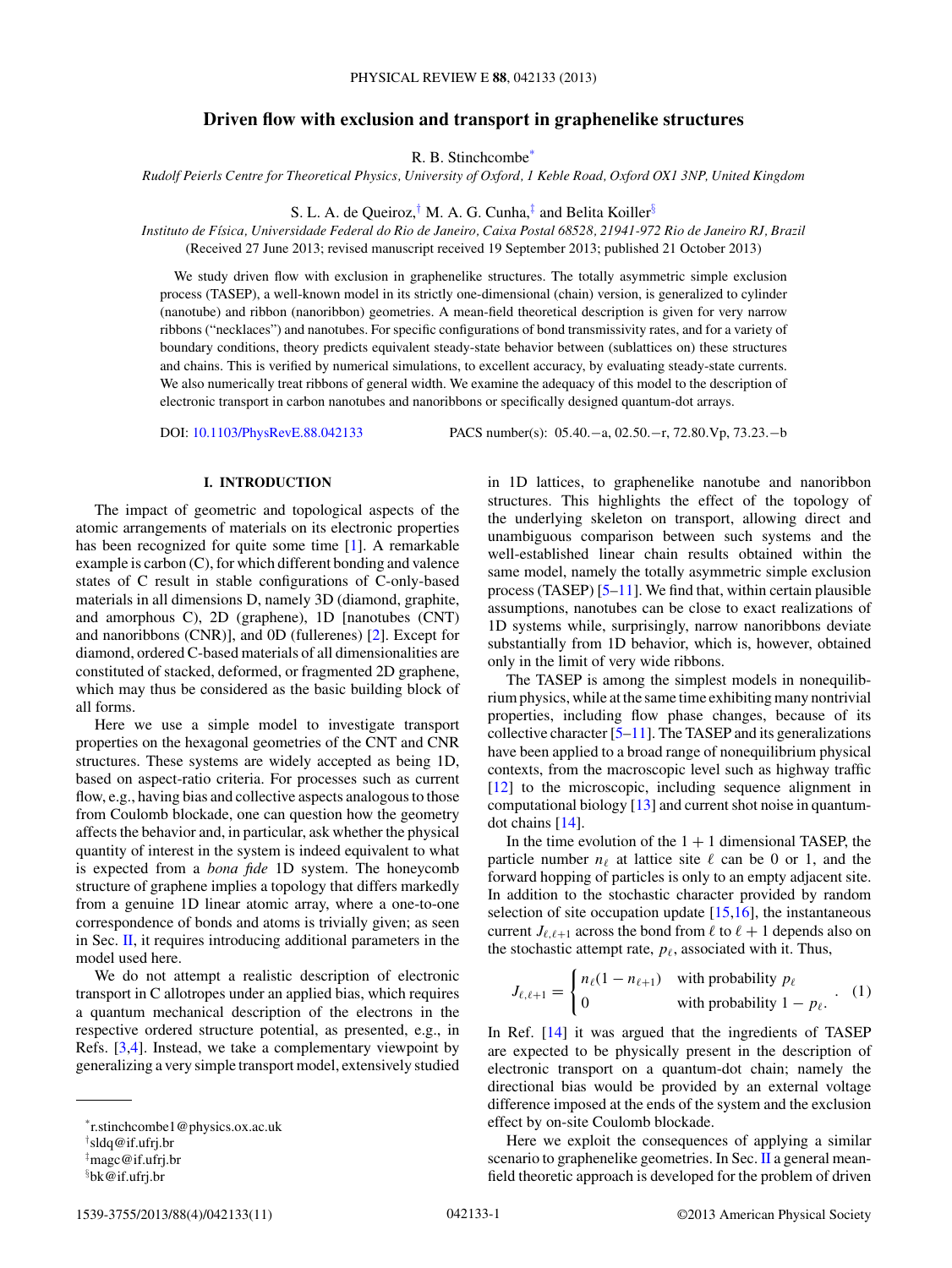# Driven flow with exclusion and transport in graphenelike structures

R. B. Stinchcombe[*]

*Rudolf Peierls Centre for Theoretical Physics, University of Oxford, 1 Keble Road, Oxford OX1 3NP, United Kingdom*

S. L. A. de Queiroz,[†] M. A. G. Cunha,[‡] and Belita Koiller[§]

*Instituto de Física, Universidade Federal do Rio de Janeiro, Caixa Postal 68528, 21941-972 Rio de Janeiro RJ, Brazil*

(Received 27 June 2013; revised manuscript received 19 September 2013; published 21 October 2013)

We study driven flow with exclusion in graphenelike structures. The totally asymmetric simple exclusion process (TASEP), a well-known model in its strictly one-dimensional (chain) version, is generalized to cylinder (nanotube) and ribbon (nanoribbon) geometries. A mean-field theoretical description is given for very narrow ribbons ("necklaces") and nanotubes. For specific configurations of bond transmissivity rates, and for a variety of boundary conditions, theory predicts equivalent steady-state behavior between (sublattices on) these structures and chains. This is verified by numerical simulations, to excellent accuracy, by evaluating steady-state currents. We also numerically treat ribbons of general width. We examine the adequacy of this model to the description of electronic transport in carbon nanotubes and nanoribbons or specifically designed quantum-dot arrays.

DOI: 10.1103/PhysRevE.88.042133 PACS number(s): 05.40.−a, 02.50.−r, 72.80.Vp, 73.23.−b

## I. INTRODUCTION

The impact of geometric and topological aspects of the atomic arrangements of materials on its electronic properties has been recognized for quite some time [1]. A remarkable example is carbon (C), for which different bonding and valence states of C result in stable configurations of C-only-based materials in all dimensions D, namely 3D (diamond, graphite, and amorphous C), 2D (graphene), 1D [nanotubes (CNT) and nanoribbons (CNR)], and 0D (fullerenes) [2]. Except for diamond, ordered C-based materials of all dimensionalities are constituted of stacked, deformed, or fragmented 2D graphene, which may thus be considered as the basic building block of all forms.

Here we use a simple model to investigate transport properties on the hexagonal geometries of the CNT and CNR structures. These systems are widely accepted as being 1D, based on aspect-ratio criteria. For processes such as current flow, e.g., having bias and collective aspects analogous to those from Coulomb blockade, one can question how the geometry affects the behavior and, in particular, ask whether the physical quantity of interest in the system is indeed equivalent to what is expected from a *bona fide* 1D system. The honeycomb structure of graphene implies a topology that differs markedly from a genuine 1D linear atomic array, where a one-to-one correspondence of bonds and atoms is trivially given; as seen in Sec. II, it requires introducing additional parameters in the model used here.

We do not attempt a realistic description of electronic transport in C allotropes under an applied bias, which requires a quantum mechanical description of the electrons in the respective ordered structure potential, as presented, e.g., in Refs. [3,4]. Instead, we take a complementary viewpoint by generalizing a very simple transport model, extensively studied in 1D lattices, to graphenelike nanotube and nanoribbon structures. This highlights the effect of the topology of the underlying skeleton on transport, allowing direct and unambiguous comparison between such systems and the well-established linear chain results obtained within the same model, namely the totally asymmetric simple exclusion process (TASEP) [5–11]. We find that, within certain plausible assumptions, nanotubes can be close to exact realizations of 1D systems while, surprisingly, narrow nanoribbons deviate substantially from 1D behavior, which is, however, obtained only in the limit of very wide ribbons.

The TASEP is among the simplest models in nonequilibrium physics, while at the same time exhibiting many nontrivial properties, including flow phase changes, because of its collective character [5–11]. The TASEP and its generalizations have been applied to a broad range of nonequilibrium physical contexts, from the macroscopic level such as highway traffic [12] to the microscopic, including sequence alignment in computational biology [13] and current shot noise in quantum-dot chains [14].

In the time evolution of the $1+1$ dimensional TASEP, the particle number $n_\ell$ at lattice site $\ell$ can be 0 or 1, and the forward hopping of particles is only to an empty adjacent site. In addition to the stochastic character provided by random selection of site occupation update [15,16], the instantaneous current $J_{\ell,\ell+1}$ across the bond from $\ell$ to $\ell+1$ depends also on the stochastic attempt rate, $p_\ell$, associated with it. Thus,

$$J_{\ell,\ell+1} = \begin{cases} n_\ell(1-n_{\ell+1}) & \text{with probability } p_\ell \\ 0 & \text{with probability } 1-p_\ell. \end{cases} \quad (1)$$

In Ref. [14] it was argued that the ingredients of TASEP are expected to be physically present in the description of electronic transport on a quantum-dot chain; namely the directional bias would be provided by an external voltage difference imposed at the ends of the system and the exclusion effect by on-site Coulomb blockade.

Here we exploit the consequences of applying a similar scenario to graphenelike geometries. In Sec. II a general mean-field theoretic approach is developed for the problem of driven

---

[*] r.stinchcombe1@physics.ox.ac.uk

[†] sldq@if.ufrj.br

[‡] magc@if.ufrj.br

[§] bk@if.ufrj.br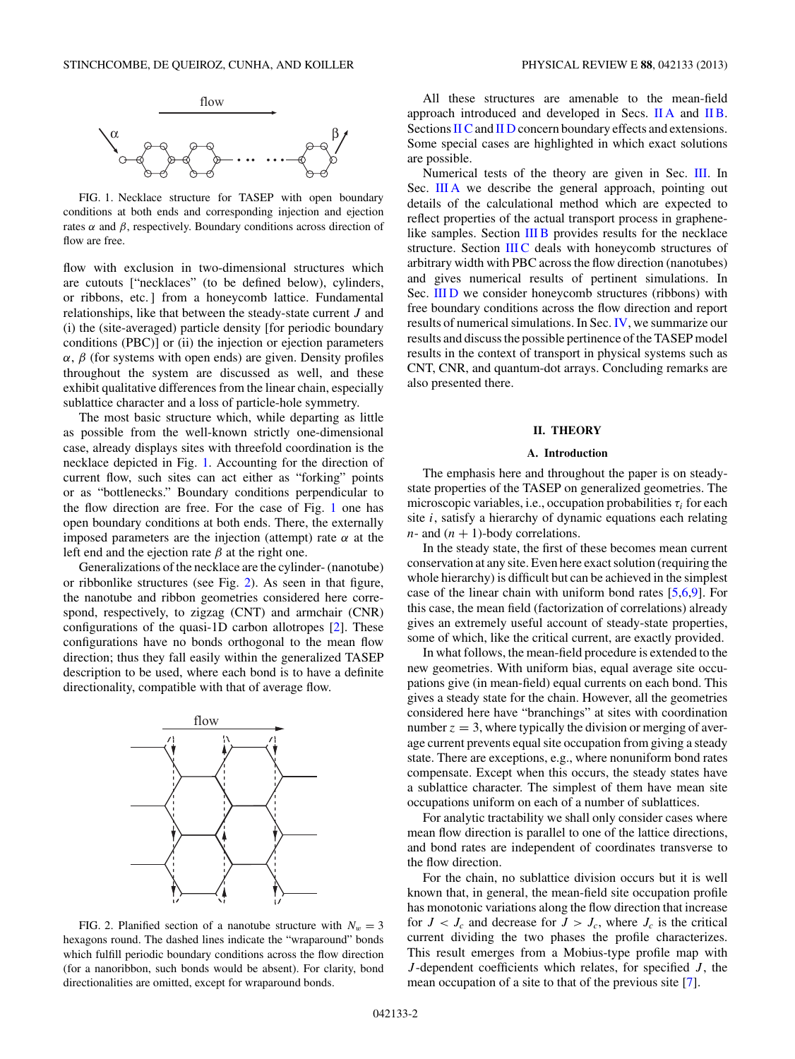FIG. 1. Necklace structure for TASEP with open boundary conditions at both ends and corresponding injection and ejection rates $\alpha$ and $\beta$, respectively. Boundary conditions across direction of flow are free.

flow with exclusion in two-dimensional structures which are cutouts ["necklaces" (to be defined below), cylinders, or ribbons, etc.] from a honeycomb lattice. Fundamental relationships, like that between the steady-state current $J$ and (i) the (site-averaged) particle density [for periodic boundary conditions (PBC)] or (ii) the injection or ejection parameters $\alpha$, $\beta$ (for systems with open ends) are given. Density profiles throughout the system are discussed as well, and these exhibit qualitative differences from the linear chain, especially sublattice character and a loss of particle-hole symmetry.

The most basic structure which, while departing as little as possible from the well-known strictly one-dimensional case, already displays sites with threefold coordination is the necklace depicted in Fig. 1. Accounting for the direction of current flow, such sites can act either as "forking" points or as "bottlenecks." Boundary conditions perpendicular to the flow direction are free. For the case of Fig. 1 one has open boundary conditions at both ends. There, the externally imposed parameters are the injection (attempt) rate $\alpha$ at the left end and the ejection rate $\beta$ at the right one.

Generalizations of the necklace are the cylinder- (nanotube) or ribbonlike structures (see Fig. 2). As seen in that figure, the nanotube and ribbon geometries considered here correspond, respectively, to zigzag (CNT) and armchair (CNR) configurations of the quasi-1D carbon allotropes [2]. These configurations have no bonds orthogonal to the mean flow direction; thus they fall easily within the generalized TASEP description to be used, where each bond is to have a definite directionality, compatible with that of average flow.

FIG. 2. Planified section of a nanotube structure with $N_w = 3$ hexagons round. The dashed lines indicate the "wraparound" bonds which fulfill periodic boundary conditions across the flow direction (for a nanoribbon, such bonds would be absent). For clarity, bond directionalities are omitted, except for wraparound bonds.

All these structures are amenable to the mean-field approach introduced and developed in Secs. II A and II B. Sections II C and II D concern boundary effects and extensions. Some special cases are highlighted in which exact solutions are possible.

Numerical tests of the theory are given in Sec. III. In Sec. III A we describe the general approach, pointing out details of the calculational method which are expected to reflect properties of the actual transport process in graphene-like samples. Section III B provides results for the necklace structure. Section III C deals with honeycomb structures of arbitrary width with PBC across the flow direction (nanotubes) and gives numerical results of pertinent simulations. In Sec. III D we consider honeycomb structures (ribbons) with free boundary conditions across the flow direction and report results of numerical simulations. In Sec. IV, we summarize our results and discuss the possible pertinence of the TASEP model results in the context of transport in physical systems such as CNT, CNR, and quantum-dot arrays. Concluding remarks are also presented there.

## II. THEORY

### A. Introduction

The emphasis here and throughout the paper is on steady-state properties of the TASEP on generalized geometries. The microscopic variables, i.e., occupation probabilities $\tau_i$ for each site $i$, satisfy a hierarchy of dynamic equations each relating $n$- and $(n+1)$-body correlations.

In the steady state, the first of these becomes mean current conservation at any site. Even here exact solution (requiring the whole hierarchy) is difficult but can be achieved in the simplest case of the linear chain with uniform bond rates [5,6,9]. For this case, the mean field (factorization of correlations) already gives an extremely useful account of steady-state properties, some of which, like the critical current, are exactly provided.

In what follows, the mean-field procedure is extended to the new geometries. With uniform bias, equal average site occupations give (in mean-field) equal currents on each bond. This gives a steady state for the chain. However, all the geometries considered here have "branchings" at sites with coordination number $z = 3$, where typically the division or merging of average current prevents equal site occupation from giving a steady state. There are exceptions, e.g., where nonuniform bond rates compensate. Except when this occurs, the steady states have a sublattice character. The simplest of them have mean site occupations uniform on each of a number of sublattices.

For analytic tractability we shall only consider cases where mean flow direction is parallel to one of the lattice directions, and bond rates are independent of coordinates transverse to the flow direction.

For the chain, no sublattice division occurs but it is well known that, in general, the mean-field site occupation profile has monotonic variations along the flow direction that increase for $J < J_c$ and decrease for $J > J_c$, where $J_c$ is the critical current dividing the two phases the profile characterizes. This result emerges from a Mobius-type profile map with $J$-dependent coefficients which relates, for specified $J$, the mean occupation of a site to that of the previous site [7].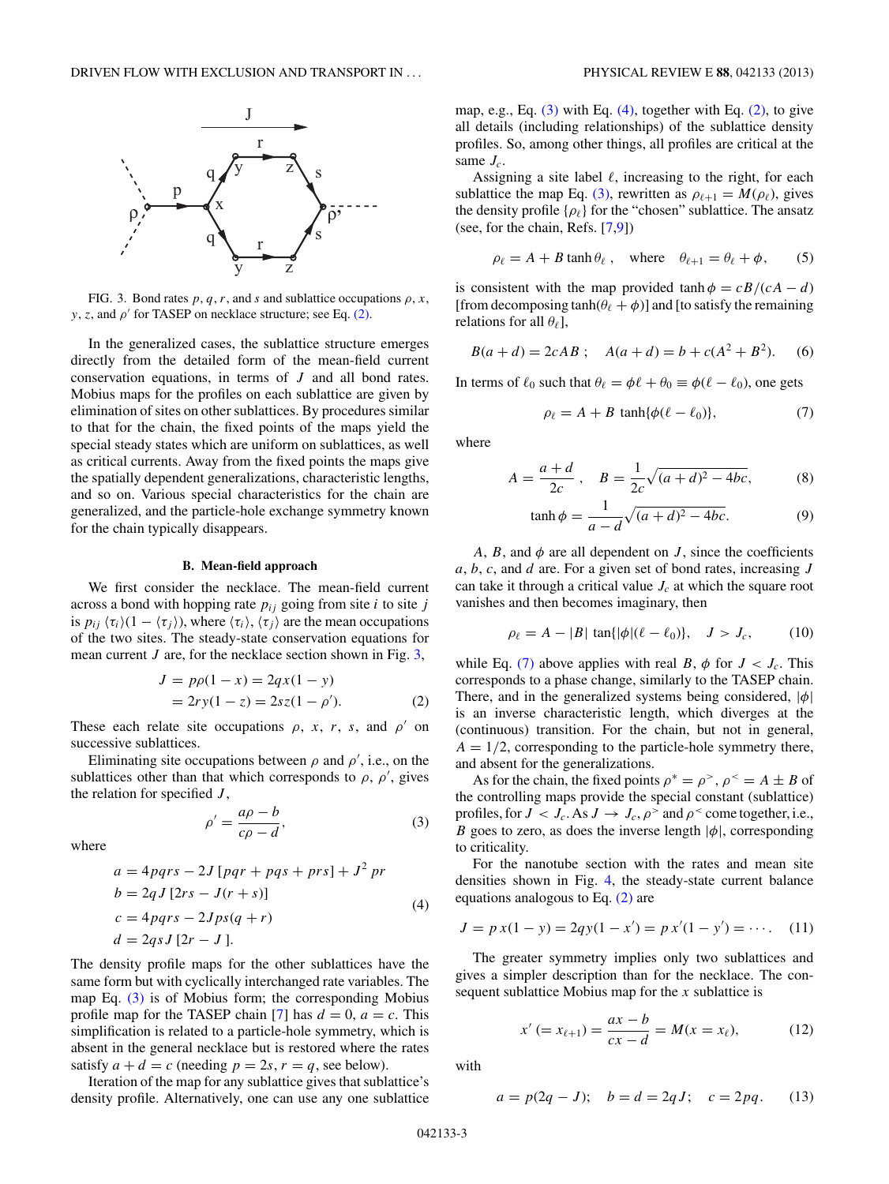FIG. 3. Bond rates $p$, $q$, $r$, and $s$ and sublattice occupations $\rho$, $x$, $y$, $z$, and $\rho'$ for TASEP on necklace structure; see Eq. (2).

In the generalized cases, the sublattice structure emerges directly from the detailed form of the mean-field current conservation equations, in terms of $J$ and all bond rates. Mobius maps for the profiles on each sublattice are given by elimination of sites on other sublattices. By procedures similar to that for the chain, the fixed points of the maps yield the special steady states which are uniform on sublattices, as well as critical currents. Away from the fixed points the maps give the spatially dependent generalizations, characteristic lengths, and so on. Various special characteristics for the chain are generalized, and the particle-hole exchange symmetry known for the chain typically disappears.

### B. Mean-field approach

We first consider the necklace. The mean-field current across a bond with hopping rate $p_{ij}$ going from site $i$ to site $j$ is $p_{ij}\langle\tau_i\rangle(1-\langle\tau_j\rangle)$, where $\langle\tau_i\rangle$, $\langle\tau_j\rangle$ are the mean occupations of the two sites. The steady-state conservation equations for mean current $J$ are, for the necklace section shown in Fig. 3,

$$
\begin{aligned}
J &= p\rho(1-x) = 2qx(1-y) \\
&= 2ry(1-z) = 2sz(1-\rho').
\end{aligned} \tag{2}
$$

These each relate site occupations $\rho$, $x$, $r$, $s$, and $\rho'$ on successive sublattices.

Eliminating site occupations between $\rho$ and $\rho'$, i.e., on the sublattices other than that which corresponds to $\rho$, $\rho'$, gives the relation for specified $J$,

$$
\rho' = \frac{a\rho - b}{c\rho - d}, \tag{3}
$$

where

$$
\begin{aligned}
a &= 4pqrs - 2J\,[pqr + pqs + prs] + J^2\,pr \\
b &= 2qJ\,[2rs - J(r+s)] \\
c &= 4pqrs - 2Jps(q+r) \\
d &= 2qsJ\,[2r - J\,].
\end{aligned} \tag{4}
$$

The density profile maps for the other sublattices have the same form but with cyclically interchanged rate variables. The map Eq. (3) is of Mobius form; the corresponding Mobius profile map for the TASEP chain [7] has $d = 0$, $a = c$. This simplification is related to a particle-hole symmetry, which is absent in the general necklace but is restored where the rates satisfy $a + d = c$ (needing $p = 2s$, $r = q$, see below).

Iteration of the map for any sublattice gives that sublattice's density profile. Alternatively, one can use any one sublattice map, e.g., Eq. (3) with Eq. (4), together with Eq. (2), to give all details (including relationships) of the sublattice density profiles. So, among other things, all profiles are critical at the same $J_c$.

Assigning a site label $\ell$, increasing to the right, for each sublattice the map Eq. (3), rewritten as $\rho_{\ell+1} = M(\rho_\ell)$, gives the density profile $\{\rho_\ell\}$ for the "chosen" sublattice. The ansatz (see, for the chain, Refs. [7,9])

$$
\rho_\ell = A + B\tanh\theta_\ell\,, \quad \text{where} \quad \theta_{\ell+1} = \theta_\ell + \phi, \tag{5}
$$

is consistent with the map provided $\tanh\phi = cB/(cA - d)$ [from decomposing $\tanh(\theta_\ell + \phi)$] and [to satisfy the remaining relations for all $\theta_\ell$],

$$
B(a+d) = 2cAB\,; \quad A(a+d) = b + c(A^2 + B^2). \tag{6}
$$

In terms of $\ell_0$ such that $\theta_\ell = \phi\ell + \theta_0 \equiv \phi(\ell - \ell_0)$, one gets

$$
\rho_\ell = A + B\,\tanh\{\phi(\ell - \ell_0)\}, \tag{7}
$$

where

$$
A = \frac{a+d}{2c}\,, \quad B = \frac{1}{2c}\sqrt{(a+d)^2 - 4bc}, \tag{8}
$$

$$
\tanh\phi = \frac{1}{a-d}\sqrt{(a+d)^2 - 4bc}. \tag{9}
$$

$A$, $B$, and $\phi$ are all dependent on $J$, since the coefficients $a$, $b$, $c$, and $d$ are. For a given set of bond rates, increasing $J$ can take it through a critical value $J_c$ at which the square root vanishes and then becomes imaginary, then

$$
\rho_\ell = A - |B|\,\tan\{|\phi|(\ell - \ell_0)\}, \quad J > J_c, \tag{10}
$$

while Eq. (7) above applies with real $B$, $\phi$ for $J < J_c$. This corresponds to a phase change, similarly to the TASEP chain. There, and in the generalized systems being considered, $|\phi|$ is an inverse characteristic length, which diverges at the (continuous) transition. For the chain, but not in general, $A = 1/2$, corresponding to the particle-hole symmetry there, and absent for the generalizations.

As for the chain, the fixed points $\rho^* = \rho^>$, $\rho^< = A \pm B$ of the controlling maps provide the special constant (sublattice) profiles, for $J < J_c$. As $J \to J_c$, $\rho^>$ and $\rho^<$ come together, i.e., $B$ goes to zero, as does the inverse length $|\phi|$, corresponding to criticality.

For the nanotube section with the rates and mean site densities shown in Fig. 4, the steady-state current balance equations analogous to Eq. (2) are

$$
J = p\,x(1-y) = 2qy(1-x') = p\,x'(1-y') = \cdots. \tag{11}
$$

The greater symmetry implies only two sublattices and gives a simpler description than for the necklace. The consequent sublattice Mobius map for the $x$ sublattice is

$$
x'\,(= x_{\ell+1}) = \frac{ax - b}{cx - d} = M(x = x_\ell), \tag{12}
$$

with

$$
a = p(2q - J); \quad b = d = 2qJ; \quad c = 2pq. \tag{13}
$$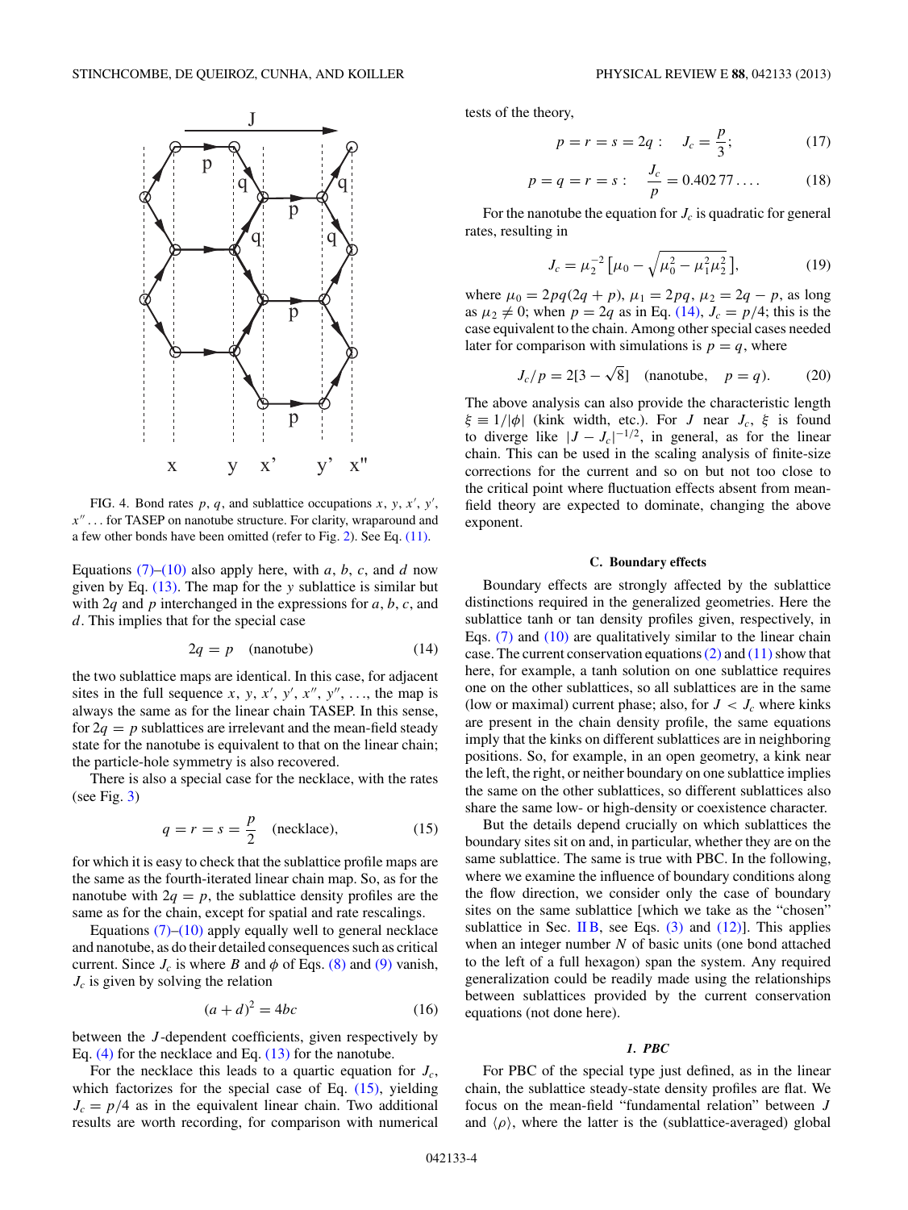FIG. 4. Bond rates $p$, $q$, and sublattice occupations $x$, $y$, $x'$, $y'$, $x''$ ... for TASEP on nanotube structure. For clarity, wraparound and a few other bonds have been omitted (refer to Fig. 2). See Eq. (11).

Equations (7)–(10) also apply here, with $a$, $b$, $c$, and $d$ now given by Eq. (13). The map for the $y$ sublattice is similar but with $2q$ and $p$ interchanged in the expressions for $a$, $b$, $c$, and $d$. This implies that for the special case

$$2q = p \quad \text{(nanotube)} \tag{14}$$

the two sublattice maps are identical. In this case, for adjacent sites in the full sequence $x$, $y$, $x'$, $y'$, $x''$, $y''$, ..., the map is always the same as for the linear chain TASEP. In this sense, for $2q = p$ sublattices are irrelevant and the mean-field steady state for the nanotube is equivalent to that on the linear chain; the particle-hole symmetry is also recovered.

There is also a special case for the necklace, with the rates (see Fig. 3)

$$q = r = s = \frac{p}{2} \quad \text{(necklace)}, \tag{15}$$

for which it is easy to check that the sublattice profile maps are the same as the fourth-iterated linear chain map. So, as for the nanotube with $2q = p$, the sublattice density profiles are the same as for the chain, except for spatial and rate rescalings.

Equations (7)–(10) apply equally well to general necklace and nanotube, as do their detailed consequences such as critical current. Since $J_c$ is where $B$ and $\phi$ of Eqs. (8) and (9) vanish, $J_c$ is given by solving the relation

$$(a + d)^2 = 4bc \tag{16}$$

between the $J$-dependent coefficients, given respectively by Eq. (4) for the necklace and Eq. (13) for the nanotube.

For the necklace this leads to a quartic equation for $J_c$, which factorizes for the special case of Eq. (15), yielding $J_c = p/4$ as in the equivalent linear chain. Two additional results are worth recording, for comparison with numerical tests of the theory,

$$p = r = s = 2q: \quad J_c = \frac{p}{3}; \tag{17}$$

$$p = q = r = s: \quad \frac{J_c}{p} = 0.402\,77\ldots. \tag{18}$$

For the nanotube the equation for $J_c$ is quadratic for general rates, resulting in

$$J_c = \mu_2^{-2}\left[\mu_0 - \sqrt{\mu_0^2 - \mu_1^2\mu_2^2}\right], \tag{19}$$

where $\mu_0 = 2pq(2q + p)$, $\mu_1 = 2pq$, $\mu_2 = 2q - p$, as long as $\mu_2 \neq 0$; when $p = 2q$ as in Eq. (14), $J_c = p/4$; this is the case equivalent to the chain. Among other special cases needed later for comparison with simulations is $p = q$, where

$$J_c/p = 2[3 - \sqrt{8}] \quad \text{(nanotube,} \quad p = q). \tag{20}$$

The above analysis can also provide the characteristic length $\xi \equiv 1/|\phi|$ (kink width, etc.). For $J$ near $J_c$, $\xi$ is found to diverge like $|J - J_c|^{-1/2}$, in general, as for the linear chain. This can be used in the scaling analysis of finite-size corrections for the current and so on but not too close to the critical point where fluctuation effects absent from mean-field theory are expected to dominate, changing the above exponent.

### C. Boundary effects

Boundary effects are strongly affected by the sublattice distinctions required in the generalized geometries. Here the sublattice tanh or tan density profiles given, respectively, in Eqs. (7) and (10) are qualitatively similar to the linear chain case. The current conservation equations (2) and (11) show that here, for example, a tanh solution on one sublattice requires one on the other sublattices, so all sublattices are in the same (low or maximal) current phase; also, for $J < J_c$ where kinks are present in the chain density profile, the same equations imply that the kinks on different sublattices are in neighboring positions. So, for example, in an open geometry, a kink near the left, the right, or neither boundary on one sublattice implies the same on the other sublattices, so different sublattices also share the same low- or high-density or coexistence character.

But the details depend crucially on which sublattices the boundary sites sit on and, in particular, whether they are on the same sublattice. The same is true with PBC. In the following, where we examine the influence of boundary conditions along the flow direction, we consider only the case of boundary sites on the same sublattice [which we take as the "chosen" sublattice in Sec. II B, see Eqs. (3) and (12)]. This applies when an integer number $N$ of basic units (one bond attached to the left of a full hexagon) span the system. Any required generalization could be readily made using the relationships between sublattices provided by the current conservation equations (not done here).

#### 1. PBC

For PBC of the special type just defined, as in the linear chain, the sublattice steady-state density profiles are flat. We focus on the mean-field "fundamental relation" between $J$ and $\langle\rho\rangle$, where the latter is the (sublattice-averaged) global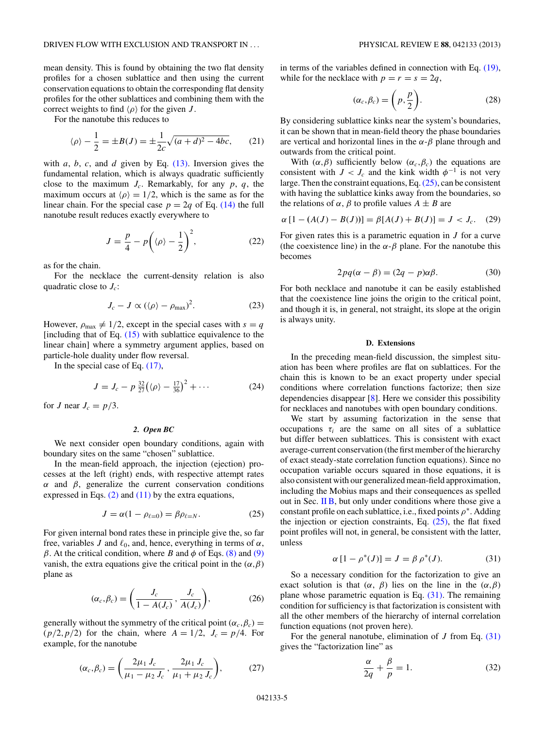mean density. This is found by obtaining the two flat density profiles for a chosen sublattice and then using the current conservation equations to obtain the corresponding flat density profiles for the other sublattices and combining them with the correct weights to find $\langle\rho\rangle$ for the given $J$.

For the nanotube this reduces to

$$\langle\rho\rangle - \frac{1}{2} = \pm B(J) = \pm\frac{1}{2c}\sqrt{(a+d)^2 - 4bc}, \tag{21}$$

with $a$, $b$, $c$, and $d$ given by Eq. (13). Inversion gives the fundamental relation, which is always quadratic sufficiently close to the maximum $J_c$. Remarkably, for any $p$, $q$, the maximum occurs at $\langle\rho\rangle = 1/2$, which is the same as for the linear chain. For the special case $p = 2q$ of Eq. (14) the full nanotube result reduces exactly everywhere to

$$J = \frac{p}{4} - p\left(\langle\rho\rangle - \frac{1}{2}\right)^2, \tag{22}$$

as for the chain.

For the necklace the current-density relation is also quadratic close to $J_c$:

$$J_c - J \propto (\langle\rho\rangle - \rho_{\max})^2. \tag{23}$$

However, $\rho_{\max} \neq 1/2$, except in the special cases with $s = q$ [including that of Eq. (15) with sublattice equivalence to the linear chain] where a symmetry argument applies, based on particle-hole duality under flow reversal.

In the special case of Eq. (17),

$$J = J_c - p\,\tfrac{32}{27}\left(\langle\rho\rangle - \tfrac{17}{36}\right)^2 + \cdots \tag{24}$$

for $J$ near $J_c = p/3$.

#### 2. Open BC

We next consider open boundary conditions, again with boundary sites on the same "chosen" sublattice.

In the mean-field approach, the injection (ejection) processes at the left (right) ends, with respective attempt rates $\alpha$ and $\beta$, generalize the current conservation conditions expressed in Eqs. (2) and (11) by the extra equations,

$$J = \alpha(1 - \rho_{\ell=0}) = \beta\rho_{\ell=N}. \tag{25}$$

For given internal bond rates these in principle give the, so far free, variables $J$ and $\ell_0$, and, hence, everything in terms of $\alpha$, $\beta$. At the critical condition, where $B$ and $\phi$ of Eqs. (8) and (9) vanish, the extra equations give the critical point in the $(\alpha,\beta)$ plane as

$$(\alpha_c,\beta_c) = \left(\frac{J_c}{1 - A(J_c)}, \frac{J_c}{A(J_c)}\right), \tag{26}$$

generally without the symmetry of the critical point $(\alpha_c,\beta_c) = (p/2, p/2)$ for the chain, where $A = 1/2$, $J_c = p/4$. For example, for the nanotube

$$(\alpha_c,\beta_c) = \left(\frac{2\mu_1 J_c}{\mu_1 - \mu_2 J_c}, \frac{2\mu_1 J_c}{\mu_1 + \mu_2 J_c}\right), \tag{27}$$

in terms of the variables defined in connection with Eq. (19), while for the necklace with $p = r = s = 2q$,

$$(\alpha_c,\beta_c) = \left(p, \frac{p}{2}\right). \tag{28}$$

By considering sublattice kinks near the system's boundaries, it can be shown that in mean-field theory the phase boundaries are vertical and horizontal lines in the $\alpha$-$\beta$ plane through and outwards from the critical point.

With $(\alpha,\beta)$ sufficiently below $(\alpha_c,\beta_c)$ the equations are consistent with $J < J_c$ and the kink width $\phi^{-1}$ is not very large. Then the constraint equations, Eq. (25), can be consistent with having the sublattice kinks away from the boundaries, so the relations of $\alpha$, $\beta$ to profile values $A \pm B$ are

$$\alpha\,[1 - (A(J) - B(J))] = \beta[A(J) + B(J)] = J < J_c. \tag{29}$$

For given rates this is a parametric equation in $J$ for a curve (the coexistence line) in the $\alpha$-$\beta$ plane. For the nanotube this becomes

$$2pq(\alpha - \beta) = (2q - p)\alpha\beta. \tag{30}$$

For both necklace and nanotube it can be easily established that the coexistence line joins the origin to the critical point, and though it is, in general, not straight, its slope at the origin is always unity.

#### D. Extensions

In the preceding mean-field discussion, the simplest situation has been where profiles are flat on sublattices. For the chain this is known to be an exact property under special conditions where correlation functions factorize; then size dependencies disappear [8]. Here we consider this possibility for necklaces and nanotubes with open boundary conditions.

We start by assuming factorization in the sense that occupations $\tau_i$ are the same on all sites of a sublattice but differ between sublattices. This is consistent with exact average-current conservation (the first member of the hierarchy of exact steady-state correlation function equations). Since no occupation variable occurs squared in those equations, it is also consistent with our generalized mean-field approximation, including the Mobius maps and their consequences as spelled out in Sec. II B, but only under conditions where those give a constant profile on each sublattice, i.e., fixed points $\rho^*$. Adding the injection or ejection constraints, Eq. (25), the flat fixed point profiles will not, in general, be consistent with the latter, unless

$$\alpha\,[1 - \rho^*(J)] = J = \beta\,\rho^*(J). \tag{31}$$

So a necessary condition for the factorization to give an exact solution is that $(\alpha,\ \beta)$ lies on the line in the $(\alpha,\beta)$ plane whose parametric equation is Eq. (31). The remaining condition for sufficiency is that factorization is consistent with all the other members of the hierarchy of internal correlation function equations (not proven here).

For the general nanotube, elimination of $J$ from Eq. (31) gives the "factorization line" as

$$\frac{\alpha}{2q} + \frac{\beta}{p} = 1. \tag{32}$$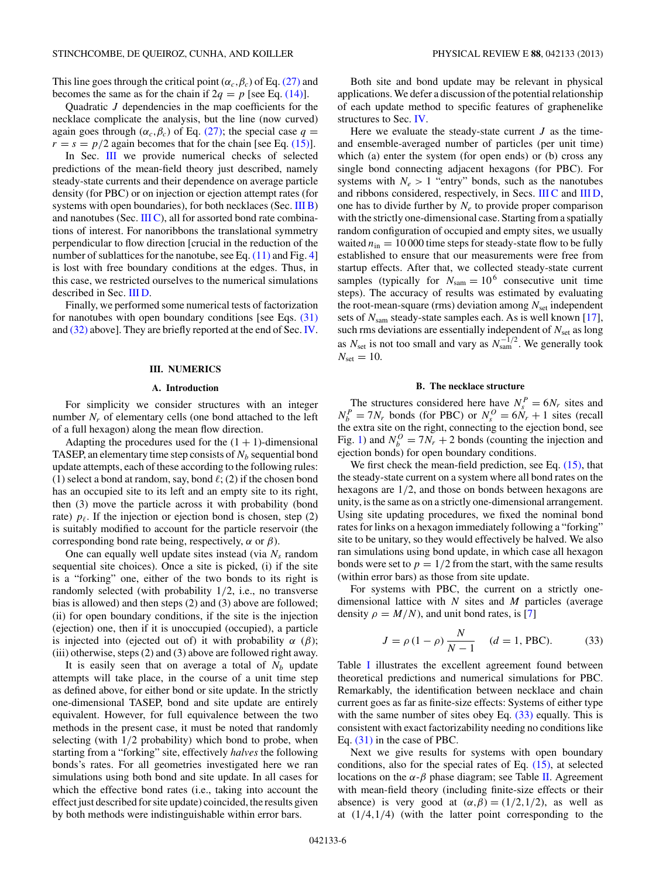This line goes through the critical point $(\alpha_c,\beta_c)$ of Eq. (27) and becomes the same as for the chain if $2q = p$ [see Eq. (14)].

Quadratic $J$ dependencies in the map coefficients for the necklace complicate the analysis, but the line (now curved) again goes through $(\alpha_c,\beta_c)$ of Eq. (27); the special case $q = r = s = p/2$ again becomes that for the chain [see Eq. (15)].

In Sec. III we provide numerical checks of selected predictions of the mean-field theory just described, namely steady-state currents and their dependence on average particle density (for PBC) or on injection or ejection attempt rates (for systems with open boundaries), for both necklaces (Sec. III B) and nanotubes (Sec. III C), all for assorted bond rate combinations of interest. For nanoribbons the translational symmetry perpendicular to flow direction [crucial in the reduction of the number of sublattices for the nanotube, see Eq. (11) and Fig. 4] is lost with free boundary conditions at the edges. Thus, in this case, we restricted ourselves to the numerical simulations described in Sec. III D.

Finally, we performed some numerical tests of factorization for nanotubes with open boundary conditions [see Eqs. (31) and (32) above]. They are briefly reported at the end of Sec. IV.

## III. NUMERICS

### A. Introduction

For simplicity we consider structures with an integer number $N_r$ of elementary cells (one bond attached to the left of a full hexagon) along the mean flow direction.

Adapting the procedures used for the $(1+1)$-dimensional TASEP, an elementary time step consists of $N_b$ sequential bond update attempts, each of these according to the following rules: (1) select a bond at random, say, bond $\ell$; (2) if the chosen bond has an occupied site to its left and an empty site to its right, then (3) move the particle across it with probability (bond rate) $p_\ell$. If the injection or ejection bond is chosen, step (2) is suitably modified to account for the particle reservoir (the corresponding bond rate being, respectively, $\alpha$ or $\beta$).

One can equally well update sites instead (via $N_s$ random sequential site choices). Once a site is picked, (i) if the site is a "forking" one, either of the two bonds to its right is randomly selected (with probability 1/2, i.e., no transverse bias is allowed) and then steps (2) and (3) above are followed; (ii) for open boundary conditions, if the site is the injection (ejection) one, then if it is unoccupied (occupied), a particle is injected into (ejected out of) it with probability $\alpha$ ($\beta$); (iii) otherwise, steps (2) and (3) above are followed right away.

It is easily seen that on average a total of $N_b$ update attempts will take place, in the course of a unit time step as defined above, for either bond or site update. In the strictly one-dimensional TASEP, bond and site update are entirely equivalent. However, for full equivalence between the two methods in the present case, it must be noted that randomly selecting (with 1/2 probability) which bond to probe, when starting from a "forking" site, effectively *halves* the following bonds's rates. For all geometries investigated here we ran simulations using both bond and site update. In all cases for which the effective bond rates (i.e., taking into account the effect just described for site update) coincided, the results given by both methods were indistinguishable within error bars.

Both site and bond update may be relevant in physical applications. We defer a discussion of the potential relationship of each update method to specific features of graphenelike structures to Sec. IV.

Here we evaluate the steady-state current $J$ as the time- and ensemble-averaged number of particles (per unit time) which (a) enter the system (for open ends) or (b) cross any single bond connecting adjacent hexagons (for PBC). For systems with $N_e > 1$ "entry" bonds, such as the nanotubes and ribbons considered, respectively, in Secs. III C and III D, one has to divide further by $N_e$ to provide proper comparison with the strictly one-dimensional case. Starting from a spatially random configuration of occupied and empty sites, we usually waited $n_{\rm in} = 10\,000$ time steps for steady-state flow to be fully established to ensure that our measurements were free from startup effects. After that, we collected steady-state current samples (typically for $N_{\rm sam} = 10^6$ consecutive unit time steps). The accuracy of results was estimated by evaluating the root-mean-square (rms) deviation among $N_{\rm set}$ independent sets of $N_{\rm sam}$ steady-state samples each. As is well known [17], such rms deviations are essentially independent of $N_{\rm set}$ as long as $N_{\rm set}$ is not too small and vary as $N_{\rm sam}^{-1/2}$. We generally took $N_{\rm set} = 10$.

### B. The necklace structure

The structures considered here have $N_s^P = 6N_r$ sites and $N_b^P = 7N_r$ bonds (for PBC) or $N_s^O = 6N_r + 1$ sites (recall the extra site on the right, connecting to the ejection bond, see Fig. 1) and $N_b^O = 7N_r + 2$ bonds (counting the injection and ejection bonds) for open boundary conditions.

We first check the mean-field prediction, see Eq. (15), that the steady-state current on a system where all bond rates on the hexagons are 1/2, and those on bonds between hexagons are unity, is the same as on a strictly one-dimensional arrangement. Using site updating procedures, we fixed the nominal bond rates for links on a hexagon immediately following a "forking" site to be unitary, so they would effectively be halved. We also ran simulations using bond update, in which case all hexagon bonds were set to $p = 1/2$ from the start, with the same results (within error bars) as those from site update.

For systems with PBC, the current on a strictly one-dimensional lattice with $N$ sites and $M$ particles (average density $\rho = M/N$), and unit bond rates, is [7]

$$J = \rho\,(1-\rho)\,\frac{N}{N-1} \qquad (d = 1,\ \text{PBC}). \tag{33}$$

Table I illustrates the excellent agreement found between theoretical predictions and numerical simulations for PBC. Remarkably, the identification between necklace and chain current goes as far as finite-size effects: Systems of either type with the same number of sites obey Eq. (33) equally. This is consistent with exact factorizability needing no conditions like Eq. (31) in the case of PBC.

Next we give results for systems with open boundary conditions, also for the special rates of Eq. (15), at selected locations on the $\alpha$-$\beta$ phase diagram; see Table II. Agreement with mean-field theory (including finite-size effects or their absence) is very good at $(\alpha,\beta) = (1/2,1/2)$, as well as at $(1/4,1/4)$ (with the latter point corresponding to the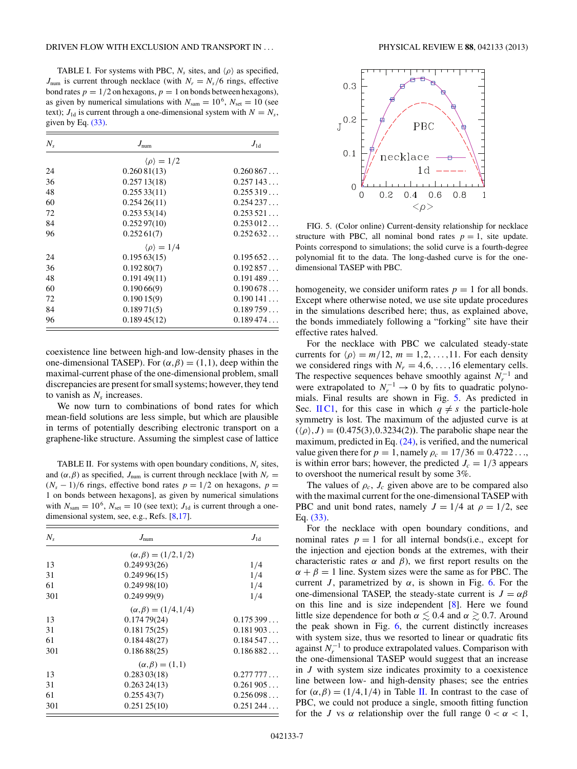TABLE I. For systems with PBC, $N_s$ sites, and $\langle\rho\rangle$ as specified, $J_{\rm num}$ is current through necklace (with $N_r = N_s/6$ rings, effective bond rates $p = 1/2$ on hexagons, $p = 1$ on bonds between hexagons), as given by numerical simulations with $N_{\rm sam} = 10^6$, $N_{\rm set} = 10$ (see text); $J_{\rm 1d}$ is current through a one-dimensional system with $N = N_s$, given by Eq. (33).

| $N_s$ | $J_{\rm num}$ | $J_{\rm 1d}$ |
|---|---|---|
| | $\langle\rho\rangle = 1/2$ | |
| 24 | 0.260 81(13) | 0.260 867 . . . |
| 36 | 0.257 13(18) | 0.257 143 . . . |
| 48 | 0.255 33(11) | 0.255 319 . . . |
| 60 | 0.254 26(11) | 0.254 237 . . . |
| 72 | 0.253 53(14) | 0.253 521 . . . |
| 84 | 0.252 97(10) | 0.253 012 . . . |
| 96 | 0.252 61(7) | 0.252 632 . . . |
| | $\langle\rho\rangle = 1/4$ | |
| 24 | 0.195 63(15) | 0.195 652 . . . |
| 36 | 0.192 80(7) | 0.192 857 . . . |
| 48 | 0.191 49(11) | 0.191 489 . . . |
| 60 | 0.190 66(9) | 0.190 678 . . . |
| 72 | 0.190 15(9) | 0.190 141 . . . |
| 84 | 0.189 71(5) | 0.189 759 . . . |
| 96 | 0.189 45(12) | 0.189 474 . . . |

coexistence line between high-and low-density phases in the one-dimensional TASEP). For $(\alpha,\beta) = (1,1)$, deep within the maximal-current phase of the one-dimensional problem, small discrepancies are present for small systems; however, they tend to vanish as $N_s$ increases.

We now turn to combinations of bond rates for which mean-field solutions are less simple, but which are plausible in terms of potentially describing electronic transport on a graphene-like structure. Assuming the simplest case of lattice homogeneity, we consider uniform rates $p = 1$ for all bonds. Except where otherwise noted, we use site update procedures in the simulations described here; thus, as explained above, the bonds immediately following a "forking" site have their effective rates halved.

TABLE II. For systems with open boundary conditions, $N_s$ sites, and $(\alpha,\beta)$ as specified, $J_{\rm num}$ is current through necklace [with $N_r = (N_s - 1)/6$ rings, effective bond rates $p = 1/2$ on hexagons, $p = 1$ on bonds between hexagons], as given by numerical simulations with $N_{\rm sam} = 10^6$, $N_{\rm set} = 10$ (see text); $J_{\rm 1d}$ is current through a one-dimensional system, see, e.g., Refs. [8,17].

| $N_s$ | $J_{\rm num}$ | $J_{\rm 1d}$ |
|---|---|---|
| | $(\alpha,\beta) = (1/2,1/2)$ | |
| 13 | 0.249 93(26) | 1/4 |
| 31 | 0.249 96(15) | 1/4 |
| 61 | 0.249 98(10) | 1/4 |
| 301 | 0.249 99(9) | 1/4 |
| | $(\alpha,\beta) = (1/4,1/4)$ | |
| 13 | 0.174 79(24) | 0.175 399 . . . |
| 31 | 0.181 75(25) | 0.181 903 . . . |
| 61 | 0.184 48(27) | 0.184 547 . . . |
| 301 | 0.186 88(25) | 0.186 882 . . . |
| | $(\alpha,\beta) = (1,1)$ | |
| 13 | 0.283 03(18) | 0.277 777 . . . |
| 31 | 0.263 24(13) | 0.261 905 . . . |
| 61 | 0.255 43(7) | 0.256 098 . . . |
| 301 | 0.251 25(10) | 0.251 244 . . . |

FIG. 5. (Color online) Current-density relationship for necklace structure with PBC, all nominal bond rates $p = 1$, site update. Points correspond to simulations; the solid curve is a fourth-degree polynomial fit to the data. The long-dashed curve is for the one-dimensional TASEP with PBC.

For the necklace with PBC we calculated steady-state currents for $\langle\rho\rangle = m/12$, $m = 1,2,\ldots,11$. For each density we considered rings with $N_r = 4,6,\ldots,16$ elementary cells. The respective sequences behave smoothly against $N_r^{-1}$ and were extrapolated to $N_r^{-1} \to 0$ by fits to quadratic polynomials. Final results are shown in Fig. 5. As predicted in Sec. II C1, for this case in which $q \neq s$ the particle-hole symmetry is lost. The maximum of the adjusted curve is at $(\langle\rho\rangle, J) = (0.475(3), 0.3234(2))$. The parabolic shape near the maximum, predicted in Eq. (24), is verified, and the numerical value given there for $p = 1$, namely $\rho_c = 17/36 = 0.4722\ldots$, is within error bars; however, the predicted $J_c = 1/3$ appears to overshoot the numerical result by some 3%.

The values of $\rho_c$, $J_c$ given above are to be compared also with the maximal current for the one-dimensional TASEP with PBC and unit bond rates, namely $J = 1/4$ at $\rho = 1/2$, see Eq. (33).

For the necklace with open boundary conditions, and nominal rates $p = 1$ for all internal bonds(i.e., except for the injection and ejection bonds at the extremes, with their characteristic rates $\alpha$ and $\beta$), we first report results on the $\alpha + \beta = 1$ line. System sizes were the same as for PBC. The current $J$, parametrized by $\alpha$, is shown in Fig. 6. For the one-dimensional TASEP, the steady-state current is $J = \alpha\beta$ on this line and is size independent [8]. Here we found little size dependence for both $\alpha \lesssim 0.4$ and $\alpha \gtrsim 0.7$. Around the peak shown in Fig. 6, the current distinctly increases with system size, thus we resorted to linear or quadratic fits against $N_r^{-1}$ to produce extrapolated values. Comparison with the one-dimensional TASEP would suggest that an increase in $J$ with system size indicates proximity to a coexistence line between low- and high-density phases; see the entries for $(\alpha,\beta) = (1/4,1/4)$ in Table II. In contrast to the case of PBC, we could not produce a single, smooth fitting function for the $J$ vs $\alpha$ relationship over the full range $0 < \alpha < 1$,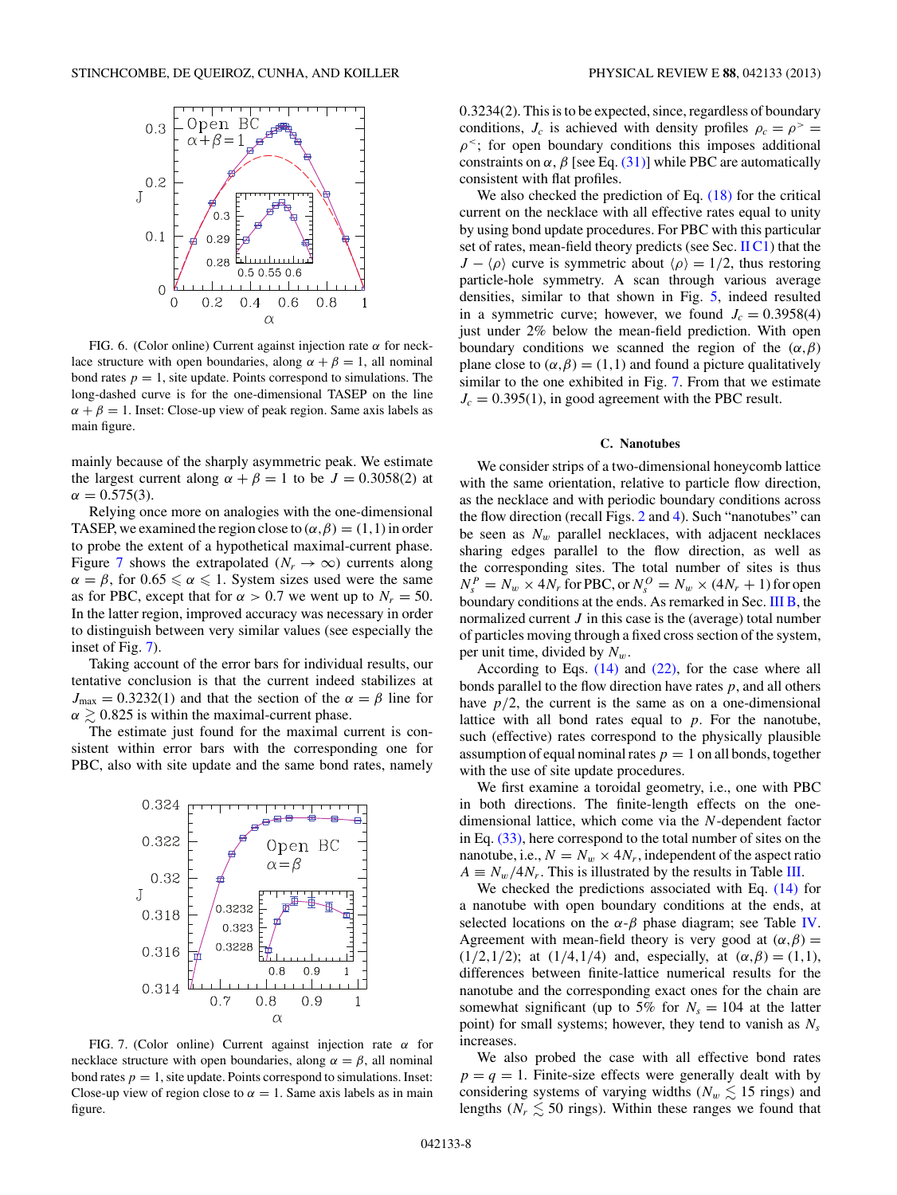FIG. 6. (Color online) Current against injection rate $\alpha$ for necklace structure with open boundaries, along $\alpha + \beta = 1$, all nominal bond rates $p = 1$, site update. Points correspond to simulations. The long-dashed curve is for the one-dimensional TASEP on the line $\alpha + \beta = 1$. Inset: Close-up view of peak region. Same axis labels as main figure.

mainly because of the sharply asymmetric peak. We estimate the largest current along $\alpha + \beta = 1$ to be $J = 0.3058(2)$ at $\alpha = 0.575(3)$.

Relying once more on analogies with the one-dimensional TASEP, we examined the region close to $(\alpha,\beta) = (1,1)$ in order to probe the extent of a hypothetical maximal-current phase. Figure 7 shows the extrapolated ($N_r \to \infty$) currents along $\alpha = \beta$, for $0.65 \leqslant \alpha \leqslant 1$. System sizes used were the same as for PBC, except that for $\alpha > 0.7$ we went up to $N_r = 50$. In the latter region, improved accuracy was necessary in order to distinguish between very similar values (see especially the inset of Fig. 7).

Taking account of the error bars for individual results, our tentative conclusion is that the current indeed stabilizes at $J_{\max} = 0.3232(1)$ and that the section of the $\alpha = \beta$ line for $\alpha \gtrsim 0.825$ is within the maximal-current phase.

The estimate just found for the maximal current is consistent within error bars with the corresponding one for PBC, also with site update and the same bond rates, namely 0.3234(2). This is to be expected, since, regardless of boundary conditions, $J_c$ is achieved with density profiles $\rho_c = \rho^> = \rho^<$; for open boundary conditions this imposes additional constraints on $\alpha$, $\beta$ [see Eq. (31)] while PBC are automatically consistent with flat profiles.

We also checked the prediction of Eq. (18) for the critical current on the necklace with all effective rates equal to unity by using bond update procedures. For PBC with this particular set of rates, mean-field theory predicts (see Sec. II C1) that the $J - \langle\rho\rangle$ curve is symmetric about $\langle\rho\rangle = 1/2$, thus restoring particle-hole symmetry. A scan through various average densities, similar to that shown in Fig. 5, indeed resulted in a symmetric curve; however, we found $J_c = 0.3958(4)$ just under 2% below the mean-field prediction. With open boundary conditions we scanned the region of the $(\alpha,\beta)$ plane close to $(\alpha,\beta) = (1,1)$ and found a picture qualitatively similar to the one exhibited in Fig. 7. From that we estimate $J_c = 0.395(1)$, in good agreement with the PBC result.

FIG. 7. (Color online) Current against injection rate $\alpha$ for necklace structure with open boundaries, along $\alpha = \beta$, all nominal bond rates $p = 1$, site update. Points correspond to simulations. Inset: Close-up view of region close to $\alpha = 1$. Same axis labels as in main figure.

### C. Nanotubes

We consider strips of a two-dimensional honeycomb lattice with the same orientation, relative to particle flow direction, as the necklace and with periodic boundary conditions across the flow direction (recall Figs. 2 and 4). Such "nanotubes" can be seen as $N_w$ parallel necklaces, with adjacent necklaces sharing edges parallel to the flow direction, as well as the corresponding sites. The total number of sites is thus $N_s^P = N_w \times 4N_r$ for PBC, or $N_s^O = N_w \times (4N_r + 1)$ for open boundary conditions at the ends. As remarked in Sec. III B, the normalized current $J$ in this case is the (average) total number of particles moving through a fixed cross section of the system, per unit time, divided by $N_w$.

According to Eqs. (14) and (22), for the case where all bonds parallel to the flow direction have rates $p$, and all others have $p/2$, the current is the same as on a one-dimensional lattice with all bond rates equal to $p$. For the nanotube, such (effective) rates correspond to the physically plausible assumption of equal nominal rates $p = 1$ on all bonds, together with the use of site update procedures.

We first examine a toroidal geometry, i.e., one with PBC in both directions. The finite-length effects on the one-dimensional lattice, which come via the $N$-dependent factor in Eq. (33), here correspond to the total number of sites on the nanotube, i.e., $N = N_w \times 4N_r$, independent of the aspect ratio $A \equiv N_w/4N_r$. This is illustrated by the results in Table III.

We checked the predictions associated with Eq. (14) for a nanotube with open boundary conditions at the ends, at selected locations on the $\alpha$-$\beta$ phase diagram; see Table IV. Agreement with mean-field theory is very good at $(\alpha,\beta) = (1/2,1/2)$; at $(1/4,1/4)$ and, especially, at $(\alpha,\beta) = (1,1)$, differences between finite-lattice numerical results for the nanotube and the corresponding exact ones for the chain are somewhat significant (up to 5% for $N_s = 104$ at the latter point) for small systems; however, they tend to vanish as $N_s$ increases.

We also probed the case with all effective bond rates $p = q = 1$. Finite-size effects were generally dealt with by considering systems of varying widths ($N_w \lesssim 15$ rings) and lengths ($N_r \lesssim 50$ rings). Within these ranges we found that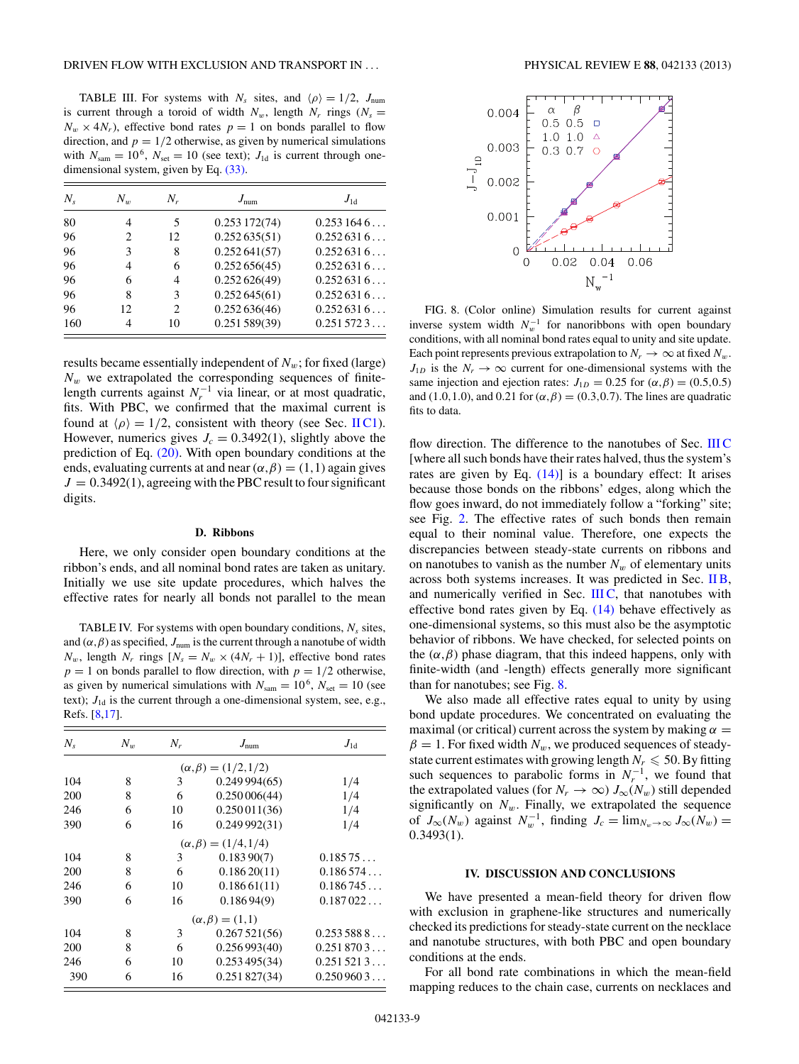TABLE III. For systems with $N_s$ sites, and $\langle\rho\rangle = 1/2$, $J_{\rm num}$ is current through a toroid of width $N_w$, length $N_r$ rings ($N_s = N_w \times 4N_r$), effective bond rates $p = 1$ on bonds parallel to flow direction, and $p = 1/2$ otherwise, as given by numerical simulations with $N_{\rm sam} = 10^6$, $N_{\rm set} = 10$ (see text); $J_{\rm 1d}$ is current through one-dimensional system, given by Eq. (33).

| $N_s$ | $N_w$ | $N_r$ | $J_{\rm num}$ | $J_{\rm 1d}$ |
|---|---|---|---|---|
| 80 | 4 | 5 | 0.253 172(74) | 0.253 164 6 . . . |
| 96 | 2 | 12 | 0.252 635(51) | 0.252 631 6 . . . |
| 96 | 3 | 8 | 0.252 641(57) | 0.252 631 6 . . . |
| 96 | 4 | 6 | 0.252 656(45) | 0.252 631 6 . . . |
| 96 | 6 | 4 | 0.252 626(49) | 0.252 631 6 . . . |
| 96 | 8 | 3 | 0.252 645(61) | 0.252 631 6 . . . |
| 96 | 12 | 2 | 0.252 636(46) | 0.252 631 6 . . . |
| 160 | 4 | 10 | 0.251 589(39) | 0.251 572 3 . . . |

results became essentially independent of $N_w$; for fixed (large) $N_w$ we extrapolated the corresponding sequences of finite-length currents against $N_r^{-1}$ via linear, or at most quadratic, fits. With PBC, we confirmed that the maximal current is found at $\langle\rho\rangle = 1/2$, consistent with theory (see Sec. II C1). However, numerics gives $J_c = 0.3492(1)$, slightly above the prediction of Eq. (20). With open boundary conditions at the ends, evaluating currents at and near $(\alpha,\beta) = (1,1)$ again gives $J = 0.3492(1)$, agreeing with the PBC result to four significant digits.

### D. Ribbons

Here, we only consider open boundary conditions at the ribbon's ends, and all nominal bond rates are taken as unitary. Initially we use site update procedures, which halves the effective rates for nearly all bonds not parallel to the mean flow direction. The difference to the nanotubes of Sec. III C [where all such bonds have their rates halved, thus the system's rates are given by Eq. (14)] is a boundary effect: It arises because those bonds on the ribbons' edges, along which the flow goes inward, do not immediately follow a "forking" site; see Fig. 2. The effective rates of such bonds then remain equal to their nominal value. Therefore, one expects the discrepancies between steady-state currents on ribbons and on nanotubes to vanish as the number $N_w$ of elementary units across both systems increases. It was predicted in Sec. II B, and numerically verified in Sec. III C, that nanotubes with effective bond rates given by Eq. (14) behave effectively as one-dimensional systems, so this must also be the asymptotic behavior of ribbons. We have checked, for selected points on the $(\alpha,\beta)$ phase diagram, that this indeed happens, only with finite-width (and -length) effects generally more significant than for nanotubes; see Fig. 8.

TABLE IV. For systems with open boundary conditions, $N_s$ sites, and $(\alpha,\beta)$ as specified, $J_{\rm num}$ is the current through a nanotube of width $N_w$, length $N_r$ rings [$N_s = N_w \times (4N_r + 1)$], effective bond rates $p = 1$ on bonds parallel to flow direction, with $p = 1/2$ otherwise, as given by numerical simulations with $N_{\rm sam} = 10^6$, $N_{\rm set} = 10$ (see text); $J_{\rm 1d}$ is the current through a one-dimensional system, see, e.g., Refs. [8,17].

| $N_s$ | $N_w$ | $N_r$ | $J_{\rm num}$ | $J_{\rm 1d}$ |
|---|---|---|---|---|
| | | $(\alpha,\beta) = (1/2,1/2)$ | | |
| 104 | 8 | 3 | 0.249 994(65) | 1/4 |
| 200 | 8 | 6 | 0.250 006(44) | 1/4 |
| 246 | 6 | 10 | 0.250 011(36) | 1/4 |
| 390 | 6 | 16 | 0.249 992(31) | 1/4 |
| | | $(\alpha,\beta) = (1/4,1/4)$ | | |
| 104 | 8 | 3 | 0.183 90(7) | 0.185 75 . . . |
| 200 | 8 | 6 | 0.186 20(11) | 0.186 574 . . . |
| 246 | 6 | 10 | 0.186 61(11) | 0.186 745 . . . |
| 390 | 6 | 16 | 0.186 94(9) | 0.187 022 . . . |
| | | $(\alpha,\beta) = (1,1)$ | | |
| 104 | 8 | 3 | 0.267 521(56) | 0.253 588 8 . . . |
| 200 | 8 | 6 | 0.256 993(40) | 0.251 870 3 . . . |
| 246 | 6 | 10 | 0.253 495(34) | 0.251 521 3 . . . |
| 390 | 6 | 16 | 0.251 827(34) | 0.250 960 3 . . . |

FIG. 8. (Color online) Simulation results for current against inverse system width $N_w^{-1}$ for nanoribbons with open boundary conditions, with all nominal bond rates equal to unity and site update. Each point represents previous extrapolation to $N_r \to \infty$ at fixed $N_w$. $J_{1D}$ is the $N_r \to \infty$ current for one-dimensional systems with the same injection and ejection rates: $J_{1D} = 0.25$ for $(\alpha,\beta) = (0.5,0.5)$ and $(1.0,1.0)$, and 0.21 for $(\alpha,\beta) = (0.3,0.7)$. The lines are quadratic fits to data.

We also made all effective rates equal to unity by using bond update procedures. We concentrated on evaluating the maximal (or critical) current across the system by making $\alpha = \beta = 1$. For fixed width $N_w$, we produced sequences of steady-state current estimates with growing length $N_r \leqslant 50$. By fitting such sequences to parabolic forms in $N_r^{-1}$, we found that the extrapolated values (for $N_r \to \infty$) $J_\infty(N_w)$ still depended significantly on $N_w$. Finally, we extrapolated the sequence of $J_\infty(N_w)$ against $N_w^{-1}$, finding $J_c = \lim_{N_w\to\infty} J_\infty(N_w) = 0.3493(1)$.

## IV. DISCUSSION AND CONCLUSIONS

We have presented a mean-field theory for driven flow with exclusion in graphene-like structures and numerically checked its predictions for steady-state current on the necklace and nanotube structures, with both PBC and open boundary conditions at the ends.

For all bond rate combinations in which the mean-field mapping reduces to the chain case, currents on necklaces and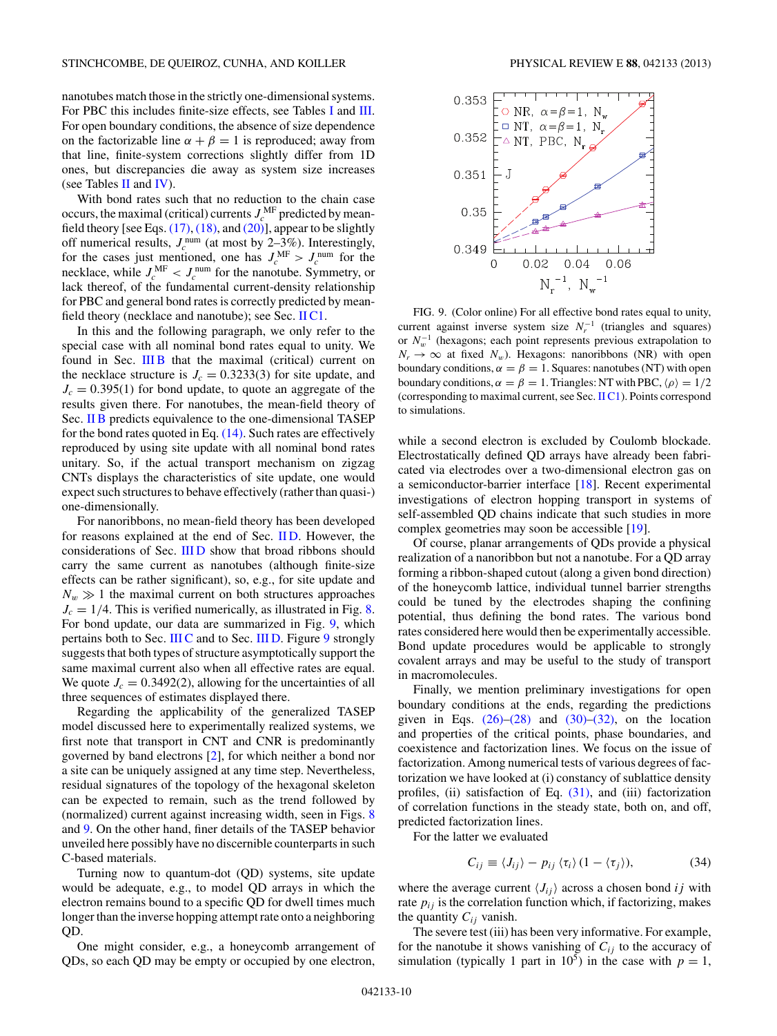nanotubes match those in the strictly one-dimensional systems. For PBC this includes finite-size effects, see Tables I and III. For open boundary conditions, the absence of size dependence on the factorizable line $\alpha + \beta = 1$ is reproduced; away from that line, finite-system corrections slightly differ from 1D ones, but discrepancies die away as system size increases (see Tables II and IV).

With bond rates such that no reduction to the chain case occurs, the maximal (critical) currents $J_c^{\rm MF}$ predicted by mean-field theory [see Eqs. (17), (18), and (20)], appear to be slightly off numerical results, $J_c^{\rm num}$ (at most by 2–3%). Interestingly, for the cases just mentioned, one has $J_c^{\rm MF} > J_c^{\rm num}$ for the necklace, while $J_c^{\rm MF} < J_c^{\rm num}$ for the nanotube. Symmetry, or lack thereof, of the fundamental current-density relationship for PBC and general bond rates is correctly predicted by mean-field theory (necklace and nanotube); see Sec. II C1.

In this and the following paragraph, we only refer to the special case with all nominal bond rates equal to unity. We found in Sec. III B that the maximal (critical) current on the necklace structure is $J_c = 0.3233(3)$ for site update, and $J_c = 0.395(1)$ for bond update, to quote an aggregate of the results given there. For nanotubes, the mean-field theory of Sec. II B predicts equivalence to the one-dimensional TASEP for the bond rates quoted in Eq. (14). Such rates are effectively reproduced by using site update with all nominal bond rates unitary. So, if the actual transport mechanism on zigzag CNTs displays the characteristics of site update, one would expect such structures to behave effectively (rather than quasi-) one-dimensionally.

For nanoribbons, no mean-field theory has been developed for reasons explained at the end of Sec. II D. However, the considerations of Sec. III D show that broad ribbons should carry the same current as nanotubes (although finite-size effects can be rather significant), so, e.g., for site update and $N_w \gg 1$ the maximal current on both structures approaches $J_c = 1/4$. This is verified numerically, as illustrated in Fig. 8. For bond update, our data are summarized in Fig. 9, which pertains both to Sec. III C and to Sec. III D. Figure 9 strongly suggests that both types of structure asymptotically support the same maximal current also when all effective rates are equal. We quote $J_c = 0.3492(2)$, allowing for the uncertainties of all three sequences of estimates displayed there.

Regarding the applicability of the generalized TASEP model discussed here to experimentally realized systems, we first note that transport in CNT and CNR is predominantly governed by band electrons [2], for which neither a bond nor a site can be uniquely assigned at any time step. Nevertheless, residual signatures of the topology of the hexagonal skeleton can be expected to remain, such as the trend followed by (normalized) current against increasing width, seen in Figs. 8 and 9. On the other hand, finer details of the TASEP behavior unveiled here possibly have no discernible counterparts in such C-based materials.

Turning now to quantum-dot (QD) systems, site update would be adequate, e.g., to model QD arrays in which the electron remains bound to a specific QD for dwell times much longer than the inverse hopping attempt rate onto a neighboring QD.

One might consider, e.g., a honeycomb arrangement of QDs, so each QD may be empty or occupied by one electron, while a second electron is excluded by Coulomb blockade. Electrostatically defined QD arrays have already been fabricated via electrodes over a two-dimensional electron gas on a semiconductor-barrier interface [18]. Recent experimental investigations of electron hopping transport in systems of self-assembled QD chains indicate that such studies in more complex geometries may soon be accessible [19].

FIG. 9. (Color online) For all effective bond rates equal to unity, current against inverse system size $N_r^{-1}$ (triangles and squares) or $N_w^{-1}$ (hexagons; each point represents previous extrapolation to $N_r \to \infty$ at fixed $N_w$). Hexagons: nanoribbons (NR) with open boundary conditions, $\alpha = \beta = 1$. Squares: nanotubes (NT) with open boundary conditions, $\alpha = \beta = 1$. Triangles: NT with PBC, $\langle \rho \rangle = 1/2$ (corresponding to maximal current, see Sec. II C1). Points correspond to simulations.

Of course, planar arrangements of QDs provide a physical realization of a nanoribbon but not a nanotube. For a QD array forming a ribbon-shaped cutout (along a given bond direction) of the honeycomb lattice, individual tunnel barrier strengths could be tuned by the electrodes shaping the confining potential, thus defining the bond rates. The various bond rates considered here would then be experimentally accessible. Bond update procedures would be applicable to strongly covalent arrays and may be useful to the study of transport in macromolecules.

Finally, we mention preliminary investigations for open boundary conditions at the ends, regarding the predictions given in Eqs. (26)–(28) and (30)–(32), on the location and properties of the critical points, phase boundaries, and coexistence and factorization lines. We focus on the issue of factorization. Among numerical tests of various degrees of factorization we have looked at (i) constancy of sublattice density profiles, (ii) satisfaction of Eq. (31), and (iii) factorization of correlation functions in the steady state, both on, and off, predicted factorization lines.

For the latter we evaluated

$$C_{ij} \equiv \langle J_{ij} \rangle - p_{ij}\,\langle \tau_i \rangle\,(1 - \langle \tau_j \rangle), \tag{34}$$

where the average current $\langle J_{ij} \rangle$ across a chosen bond $ij$ with rate $p_{ij}$ is the correlation function which, if factorizing, makes the quantity $C_{ij}$ vanish.

The severe test (iii) has been very informative. For example, for the nanotube it shows vanishing of $C_{ij}$ to the accuracy of simulation (typically 1 part in $10^5$) in the case with $p = 1$,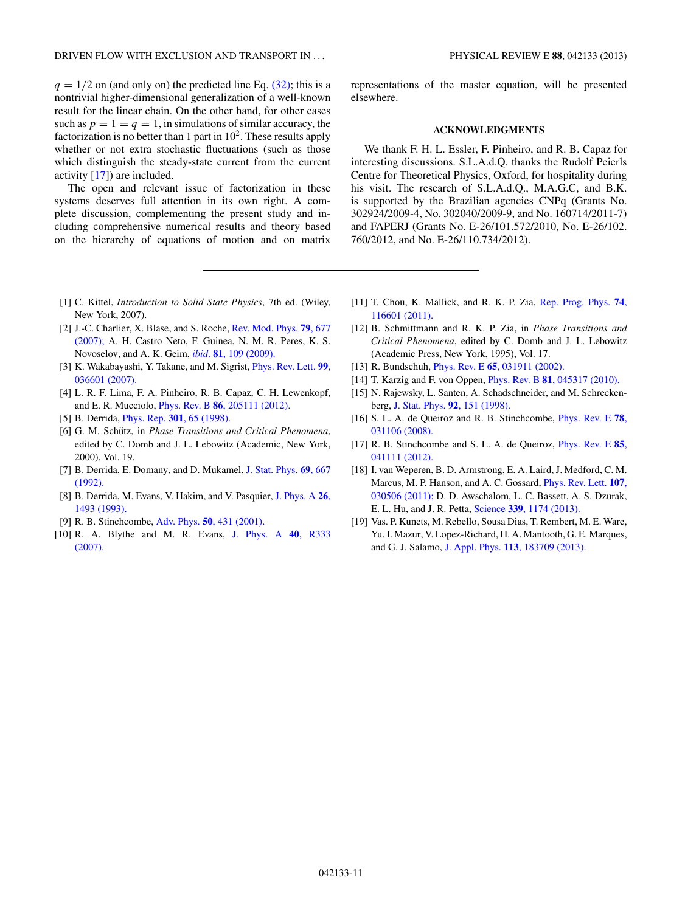$q = 1/2$ on (and only on) the predicted line Eq. (32); this is a nontrivial higher-dimensional generalization of a well-known result for the linear chain. On the other hand, for other cases such as $p = 1 = q = 1$, in simulations of similar accuracy, the factorization is no better than 1 part in $10^2$. These results apply whether or not extra stochastic fluctuations (such as those which distinguish the steady-state current from the current activity [17]) are included.

The open and relevant issue of factorization in these systems deserves full attention in its own right. A complete discussion, complementing the present study and including comprehensive numerical results and theory based on the hierarchy of equations of motion and on matrix representations of the master equation, will be presented elsewhere.

## ACKNOWLEDGMENTS

We thank F. H. L. Essler, F. Pinheiro, and R. B. Capaz for interesting discussions. S.L.A.d.Q. thanks the Rudolf Peierls Centre for Theoretical Physics, Oxford, for hospitality during his visit. The research of S.L.A.d.Q., M.A.G.C, and B.K. is supported by the Brazilian agencies CNPq (Grants No. 302924/2009-4, No. 302040/2009-9, and No. 160714/2011-7) and FAPERJ (Grants No. E-26/101.572/2010, No. E-26/102.760/2012, and No. E-26/110.734/2012).

---

[1] C. Kittel, *Introduction to Solid State Physics*, 7th ed. (Wiley, New York, 2007).

[2] J.-C. Charlier, X. Blase, and S. Roche, Rev. Mod. Phys. **79**, 677 (2007); A. H. Castro Neto, F. Guinea, N. M. R. Peres, K. S. Novoselov, and A. K. Geim, *ibid.* **81**, 109 (2009).

[3] K. Wakabayashi, Y. Takane, and M. Sigrist, Phys. Rev. Lett. **99**, 036601 (2007).

[4] L. R. F. Lima, F. A. Pinheiro, R. B. Capaz, C. H. Lewenkopf, and E. R. Mucciolo, Phys. Rev. B **86**, 205111 (2012).

[5] B. Derrida, Phys. Rep. **301**, 65 (1998).

[6] G. M. Schütz, in *Phase Transitions and Critical Phenomena*, edited by C. Domb and J. L. Lebowitz (Academic, New York, 2000), Vol. 19.

[7] B. Derrida, E. Domany, and D. Mukamel, J. Stat. Phys. **69**, 667 (1992).

[8] B. Derrida, M. Evans, V. Hakim, and V. Pasquier, J. Phys. A **26**, 1493 (1993).

[9] R. B. Stinchcombe, Adv. Phys. **50**, 431 (2001).

[10] R. A. Blythe and M. R. Evans, J. Phys. A **40**, R333 (2007).

[11] T. Chou, K. Mallick, and R. K. P. Zia, Rep. Prog. Phys. **74**, 116601 (2011).

[12] B. Schmittmann and R. K. P. Zia, in *Phase Transitions and Critical Phenomena*, edited by C. Domb and J. L. Lebowitz (Academic Press, New York, 1995), Vol. 17.

[13] R. Bundschuh, Phys. Rev. E **65**, 031911 (2002).

[14] T. Karzig and F. von Oppen, Phys. Rev. B **81**, 045317 (2010).

[15] N. Rajewsky, L. Santen, A. Schadschneider, and M. Schreckenberg, J. Stat. Phys. **92**, 151 (1998).

[16] S. L. A. de Queiroz and R. B. Stinchcombe, Phys. Rev. E **78**, 031106 (2008).

[17] R. B. Stinchcombe and S. L. A. de Queiroz, Phys. Rev. E **85**, 041111 (2012).

[18] I. van Weperen, B. D. Armstrong, E. A. Laird, J. Medford, C. M. Marcus, M. P. Hanson, and A. C. Gossard, Phys. Rev. Lett. **107**, 030506 (2011); D. D. Awschalom, L. C. Bassett, A. S. Dzurak, E. L. Hu, and J. R. Petta, Science **339**, 1174 (2013).

[19] Vas. P. Kunets, M. Rebello, Sousa Dias, T. Rembert, M. E. Ware, Yu. I. Mazur, V. Lopez-Richard, H. A. Mantooth, G. E. Marques, and G. J. Salamo, J. Appl. Phys. **113**, 183709 (2013).